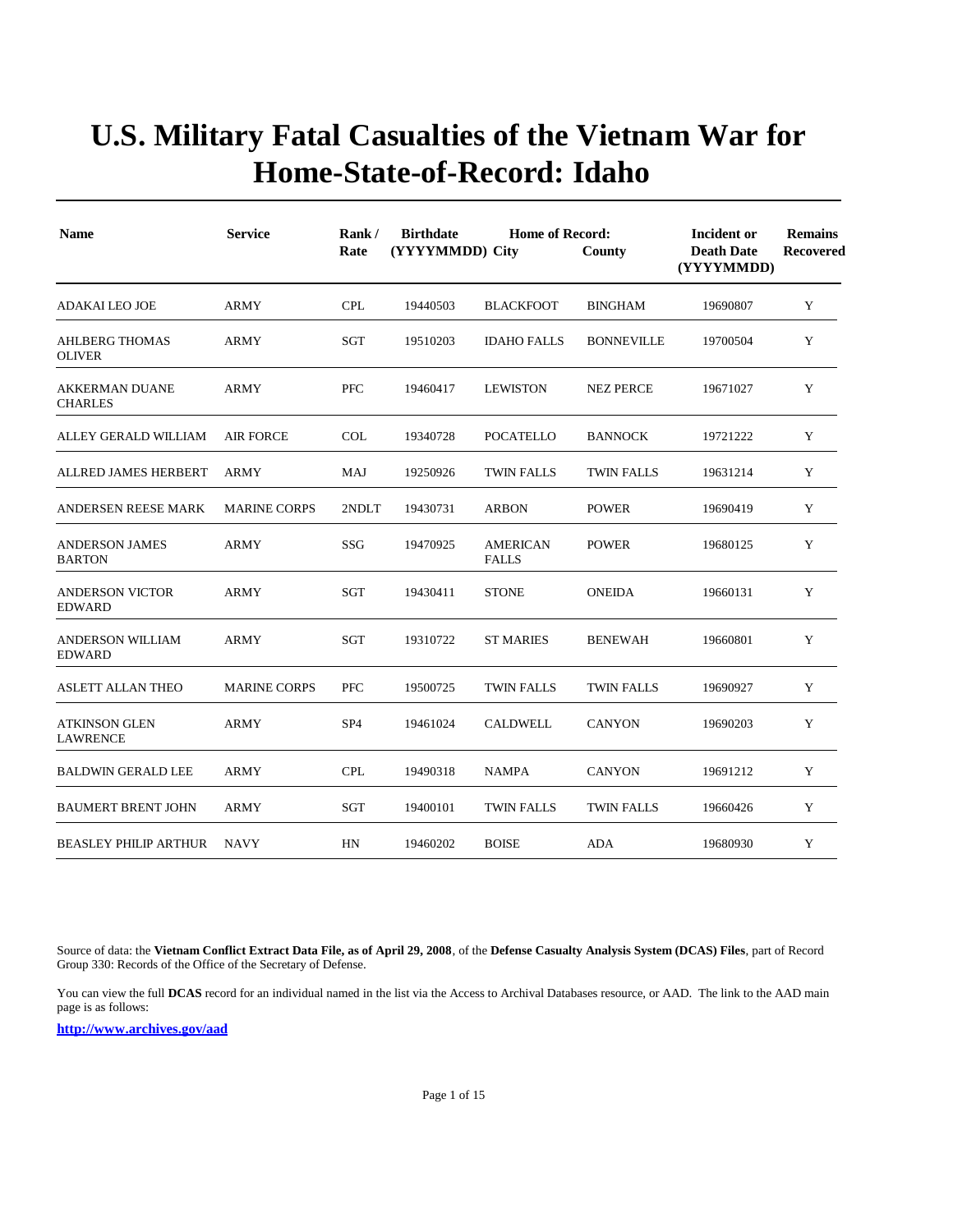# U.S. Military Fatal Casualties of the Vietnam War for Home-State-of-Record: Idaho

| Name | Service | Rank / Rate | Birthdate (YYYYMMDD) | Home of Record: City | County | Incident or Death Date (YYYYMMDD) | Remains Recovered |
|---|---|---|---|---|---|---|---|
| ADAKAI LEO JOE | ARMY | CPL | 19440503 | BLACKFOOT | BINGHAM | 19690807 | Y |
| AHLBERG THOMAS OLIVER | ARMY | SGT | 19510203 | IDAHO FALLS | BONNEVILLE | 19700504 | Y |
| AKKERMAN DUANE CHARLES | ARMY | PFC | 19460417 | LEWISTON | NEZ PERCE | 19671027 | Y |
| ALLEY GERALD WILLIAM | AIR FORCE | COL | 19340728 | POCATELLO | BANNOCK | 19721222 | Y |
| ALLRED JAMES HERBERT | ARMY | MAJ | 19250926 | TWIN FALLS | TWIN FALLS | 19631214 | Y |
| ANDERSEN REESE MARK | MARINE CORPS | 2NDLT | 19430731 | ARBON | POWER | 19690419 | Y |
| ANDERSON JAMES BARTON | ARMY | SSG | 19470925 | AMERICAN FALLS | POWER | 19680125 | Y |
| ANDERSON VICTOR EDWARD | ARMY | SGT | 19430411 | STONE | ONEIDA | 19660131 | Y |
| ANDERSON WILLIAM EDWARD | ARMY | SGT | 19310722 | ST MARIES | BENEWAH | 19660801 | Y |
| ASLETT ALLAN THEO | MARINE CORPS | PFC | 19500725 | TWIN FALLS | TWIN FALLS | 19690927 | Y |
| ATKINSON GLEN LAWRENCE | ARMY | SP4 | 19461024 | CALDWELL | CANYON | 19690203 | Y |
| BALDWIN GERALD LEE | ARMY | CPL | 19490318 | NAMPA | CANYON | 19691212 | Y |
| BAUMERT BRENT JOHN | ARMY | SGT | 19400101 | TWIN FALLS | TWIN FALLS | 19660426 | Y |
| BEASLEY PHILIP ARTHUR | NAVY | HN | 19460202 | BOISE | ADA | 19680930 | Y |

Source of data: the **Vietnam Conflict Extract Data File, as of April 29, 2008**, of the **Defense Casualty Analysis System (DCAS) Files**, part of Record Group 330: Records of the Office of the Secretary of Defense.

You can view the full **DCAS** record for an individual named in the list via the Access to Archival Databases resource, or AAD. The link to the AAD main page is as follows:

**http://www.archives.gov/aad**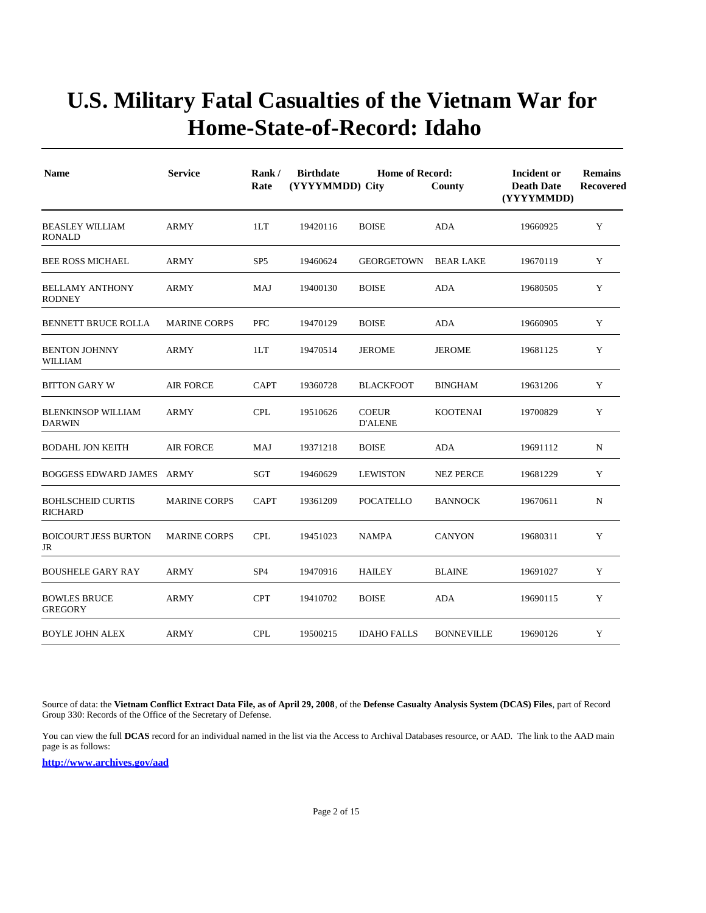# U.S. Military Fatal Casualties of the Vietnam War for Home-State-of-Record: Idaho

| Name | Service | Rank / Rate | Birthdate (YYYYMMDD) | Home of Record: City | County | Incident or Death Date (YYYYMMDD) | Remains Recovered |
|---|---|---|---|---|---|---|---|
| BEASLEY WILLIAM RONALD | ARMY | 1LT | 19420116 | BOISE | ADA | 19660925 | Y |
| BEE ROSS MICHAEL | ARMY | SP5 | 19460624 | GEORGETOWN | BEAR LAKE | 19670119 | Y |
| BELLAMY ANTHONY RODNEY | ARMY | MAJ | 19400130 | BOISE | ADA | 19680505 | Y |
| BENNETT BRUCE ROLLA | MARINE CORPS | PFC | 19470129 | BOISE | ADA | 19660905 | Y |
| BENTON JOHNNY WILLIAM | ARMY | 1LT | 19470514 | JEROME | JEROME | 19681125 | Y |
| BITTON GARY W | AIR FORCE | CAPT | 19360728 | BLACKFOOT | BINGHAM | 19631206 | Y |
| BLENKINSOP WILLIAM DARWIN | ARMY | CPL | 19510626 | COEUR D'ALENE | KOOTENAI | 19700829 | Y |
| BODAHL JON KEITH | AIR FORCE | MAJ | 19371218 | BOISE | ADA | 19691112 | N |
| BOGGESS EDWARD JAMES | ARMY | SGT | 19460629 | LEWISTON | NEZ PERCE | 19681229 | Y |
| BOHLSCHEID CURTIS RICHARD | MARINE CORPS | CAPT | 19361209 | POCATELLO | BANNOCK | 19670611 | N |
| BOICOURT JESS BURTON JR | MARINE CORPS | CPL | 19451023 | NAMPA | CANYON | 19680311 | Y |
| BOUSHELE GARY RAY | ARMY | SP4 | 19470916 | HAILEY | BLAINE | 19691027 | Y |
| BOWLES BRUCE GREGORY | ARMY | CPT | 19410702 | BOISE | ADA | 19690115 | Y |
| BOYLE JOHN ALEX | ARMY | CPL | 19500215 | IDAHO FALLS | BONNEVILLE | 19690126 | Y |

Source of data: the **Vietnam Conflict Extract Data File, as of April 29, 2008**, of the **Defense Casualty Analysis System (DCAS) Files**, part of Record Group 330: Records of the Office of the Secretary of Defense.

You can view the full **DCAS** record for an individual named in the list via the Access to Archival Databases resource, or AAD. The link to the AAD main page is as follows:

**http://www.archives.gov/aad**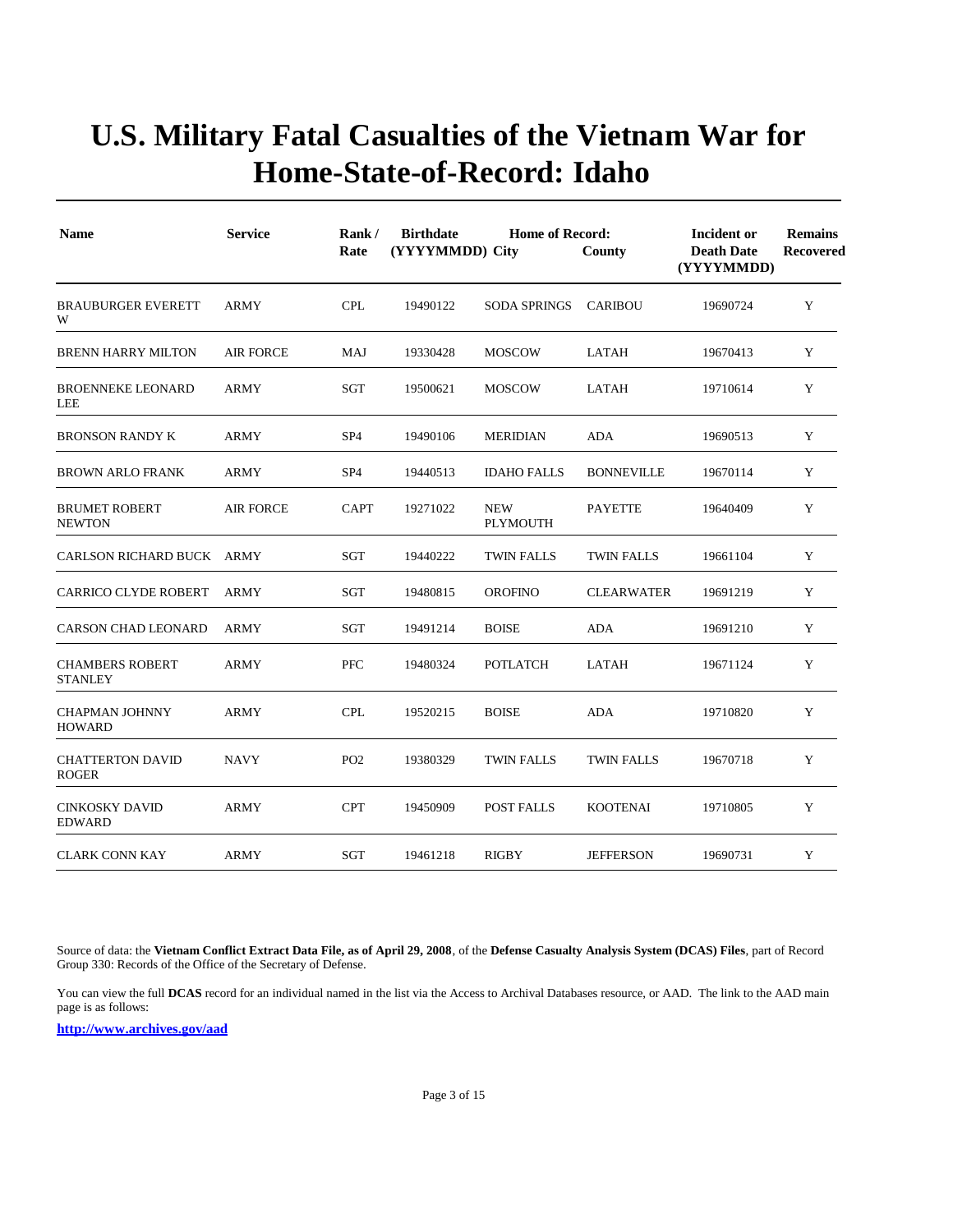# U.S. Military Fatal Casualties of the Vietnam War for Home-State-of-Record: Idaho

| Name | Service | Rank / Rate | Birthdate (YYYYMMDD) | Home of Record: City | County | Incident or Death Date (YYYYMMDD) | Remains Recovered |
|---|---|---|---|---|---|---|---|
| BRAUBURGER EVERETT W | ARMY | CPL | 19490122 | SODA SPRINGS | CARIBOU | 19690724 | Y |
| BRENN HARRY MILTON | AIR FORCE | MAJ | 19330428 | MOSCOW | LATAH | 19670413 | Y |
| BROENNEKE LEONARD LEE | ARMY | SGT | 19500621 | MOSCOW | LATAH | 19710614 | Y |
| BRONSON RANDY K | ARMY | SP4 | 19490106 | MERIDIAN | ADA | 19690513 | Y |
| BROWN ARLO FRANK | ARMY | SP4 | 19440513 | IDAHO FALLS | BONNEVILLE | 19670114 | Y |
| BRUMET ROBERT NEWTON | AIR FORCE | CAPT | 19271022 | NEW PLYMOUTH | PAYETTE | 19640409 | Y |
| CARLSON RICHARD BUCK | ARMY | SGT | 19440222 | TWIN FALLS | TWIN FALLS | 19661104 | Y |
| CARRICO CLYDE ROBERT | ARMY | SGT | 19480815 | OROFINO | CLEARWATER | 19691219 | Y |
| CARSON CHAD LEONARD | ARMY | SGT | 19491214 | BOISE | ADA | 19691210 | Y |
| CHAMBERS ROBERT STANLEY | ARMY | PFC | 19480324 | POTLATCH | LATAH | 19671124 | Y |
| CHAPMAN JOHNNY HOWARD | ARMY | CPL | 19520215 | BOISE | ADA | 19710820 | Y |
| CHATTERTON DAVID ROGER | NAVY | PO2 | 19380329 | TWIN FALLS | TWIN FALLS | 19670718 | Y |
| CINKOSKY DAVID EDWARD | ARMY | CPT | 19450909 | POST FALLS | KOOTENAI | 19710805 | Y |
| CLARK CONN KAY | ARMY | SGT | 19461218 | RIGBY | JEFFERSON | 19690731 | Y |

Source of data: the **Vietnam Conflict Extract Data File, as of April 29, 2008**, of the **Defense Casualty Analysis System (DCAS) Files**, part of Record Group 330: Records of the Office of the Secretary of Defense.

You can view the full **DCAS** record for an individual named in the list via the Access to Archival Databases resource, or AAD. The link to the AAD main page is as follows:

**http://www.archives.gov/aad**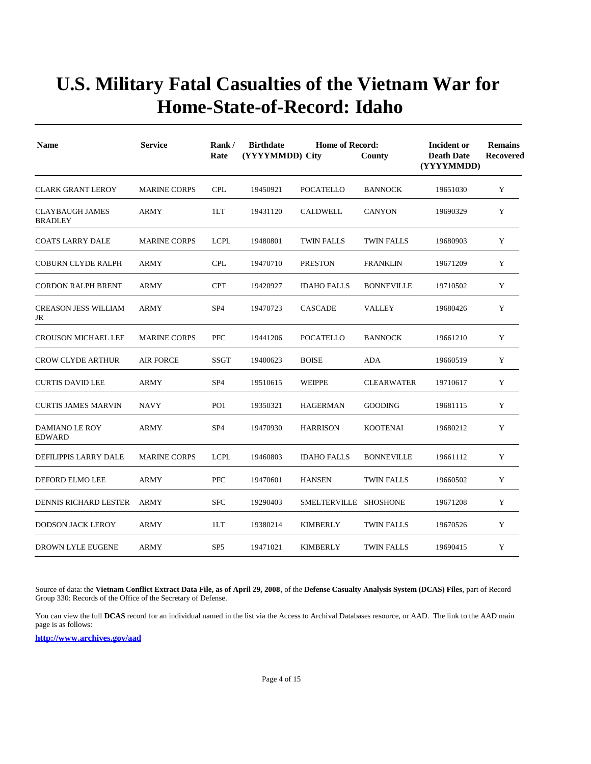# U.S. Military Fatal Casualties of the Vietnam War for Home-State-of-Record: Idaho

| Name | Service | Rank / Rate | Birthdate (YYYYMMDD) | Home of Record: City | County | Incident or Death Date (YYYYMMDD) | Remains Recovered |
|---|---|---|---|---|---|---|---|
| CLARK GRANT LEROY | MARINE CORPS | CPL | 19450921 | POCATELLO | BANNOCK | 19651030 | Y |
| CLAYBAUGH JAMES BRADLEY | ARMY | 1LT | 19431120 | CALDWELL | CANYON | 19690329 | Y |
| COATS LARRY DALE | MARINE CORPS | LCPL | 19480801 | TWIN FALLS | TWIN FALLS | 19680903 | Y |
| COBURN CLYDE RALPH | ARMY | CPL | 19470710 | PRESTON | FRANKLIN | 19671209 | Y |
| CORDON RALPH BRENT | ARMY | CPT | 19420927 | IDAHO FALLS | BONNEVILLE | 19710502 | Y |
| CREASON JESS WILLIAM JR | ARMY | SP4 | 19470723 | CASCADE | VALLEY | 19680426 | Y |
| CROUSON MICHAEL LEE | MARINE CORPS | PFC | 19441206 | POCATELLO | BANNOCK | 19661210 | Y |
| CROW CLYDE ARTHUR | AIR FORCE | SSGT | 19400623 | BOISE | ADA | 19660519 | Y |
| CURTIS DAVID LEE | ARMY | SP4 | 19510615 | WEIPPE | CLEARWATER | 19710617 | Y |
| CURTIS JAMES MARVIN | NAVY | PO1 | 19350321 | HAGERMAN | GOODING | 19681115 | Y |
| DAMIANO LE ROY EDWARD | ARMY | SP4 | 19470930 | HARRISON | KOOTENAI | 19680212 | Y |
| DEFILIPPIS LARRY DALE | MARINE CORPS | LCPL | 19460803 | IDAHO FALLS | BONNEVILLE | 19661112 | Y |
| DEFORD ELMO LEE | ARMY | PFC | 19470601 | HANSEN | TWIN FALLS | 19660502 | Y |
| DENNIS RICHARD LESTER | ARMY | SFC | 19290403 | SMELTERVILLE | SHOSHONE | 19671208 | Y |
| DODSON JACK LEROY | ARMY | 1LT | 19380214 | KIMBERLY | TWIN FALLS | 19670526 | Y |
| DROWN LYLE EUGENE | ARMY | SP5 | 19471021 | KIMBERLY | TWIN FALLS | 19690415 | Y |

Source of data: the **Vietnam Conflict Extract Data File, as of April 29, 2008**, of the **Defense Casualty Analysis System (DCAS) Files**, part of Record Group 330: Records of the Office of the Secretary of Defense.

You can view the full **DCAS** record for an individual named in the list via the Access to Archival Databases resource, or AAD. The link to the AAD main page is as follows:

**http://www.archives.gov/aad**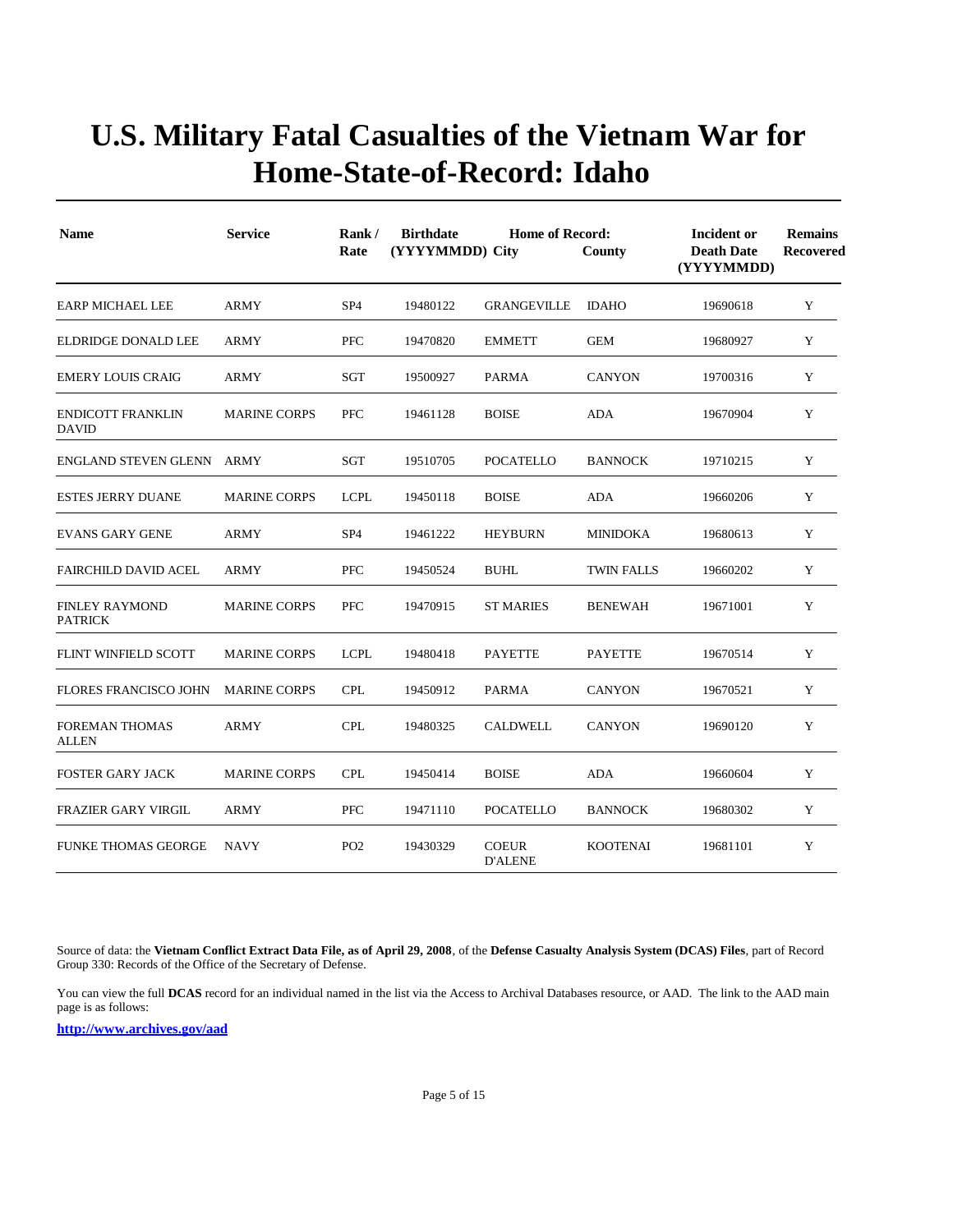# U.S. Military Fatal Casualties of the Vietnam War for Home-State-of-Record: Idaho

| Name | Service | Rank / Rate | Birthdate (YYYYMMDD) | Home of Record: City | County | Incident or Death Date (YYYYMMDD) | Remains Recovered |
|---|---|---|---|---|---|---|---|
| EARP MICHAEL LEE | ARMY | SP4 | 19480122 | GRANGEVILLE | IDAHO | 19690618 | Y |
| ELDRIDGE DONALD LEE | ARMY | PFC | 19470820 | EMMETT | GEM | 19680927 | Y |
| EMERY LOUIS CRAIG | ARMY | SGT | 19500927 | PARMA | CANYON | 19700316 | Y |
| ENDICOTT FRANKLIN DAVID | MARINE CORPS | PFC | 19461128 | BOISE | ADA | 19670904 | Y |
| ENGLAND STEVEN GLENN | ARMY | SGT | 19510705 | POCATELLO | BANNOCK | 19710215 | Y |
| ESTES JERRY DUANE | MARINE CORPS | LCPL | 19450118 | BOISE | ADA | 19660206 | Y |
| EVANS GARY GENE | ARMY | SP4 | 19461222 | HEYBURN | MINIDOKA | 19680613 | Y |
| FAIRCHILD DAVID ACEL | ARMY | PFC | 19450524 | BUHL | TWIN FALLS | 19660202 | Y |
| FINLEY RAYMOND PATRICK | MARINE CORPS | PFC | 19470915 | ST MARIES | BENEWAH | 19671001 | Y |
| FLINT WINFIELD SCOTT | MARINE CORPS | LCPL | 19480418 | PAYETTE | PAYETTE | 19670514 | Y |
| FLORES FRANCISCO JOHN | MARINE CORPS | CPL | 19450912 | PARMA | CANYON | 19670521 | Y |
| FOREMAN THOMAS ALLEN | ARMY | CPL | 19480325 | CALDWELL | CANYON | 19690120 | Y |
| FOSTER GARY JACK | MARINE CORPS | CPL | 19450414 | BOISE | ADA | 19660604 | Y |
| FRAZIER GARY VIRGIL | ARMY | PFC | 19471110 | POCATELLO | BANNOCK | 19680302 | Y |
| FUNKE THOMAS GEORGE | NAVY | PO2 | 19430329 | COEUR D'ALENE | KOOTENAI | 19681101 | Y |

Source of data: the **Vietnam Conflict Extract Data File, as of April 29, 2008**, of the **Defense Casualty Analysis System (DCAS) Files**, part of Record Group 330: Records of the Office of the Secretary of Defense.

You can view the full **DCAS** record for an individual named in the list via the Access to Archival Databases resource, or AAD. The link to the AAD main page is as follows:

**http://www.archives.gov/aad**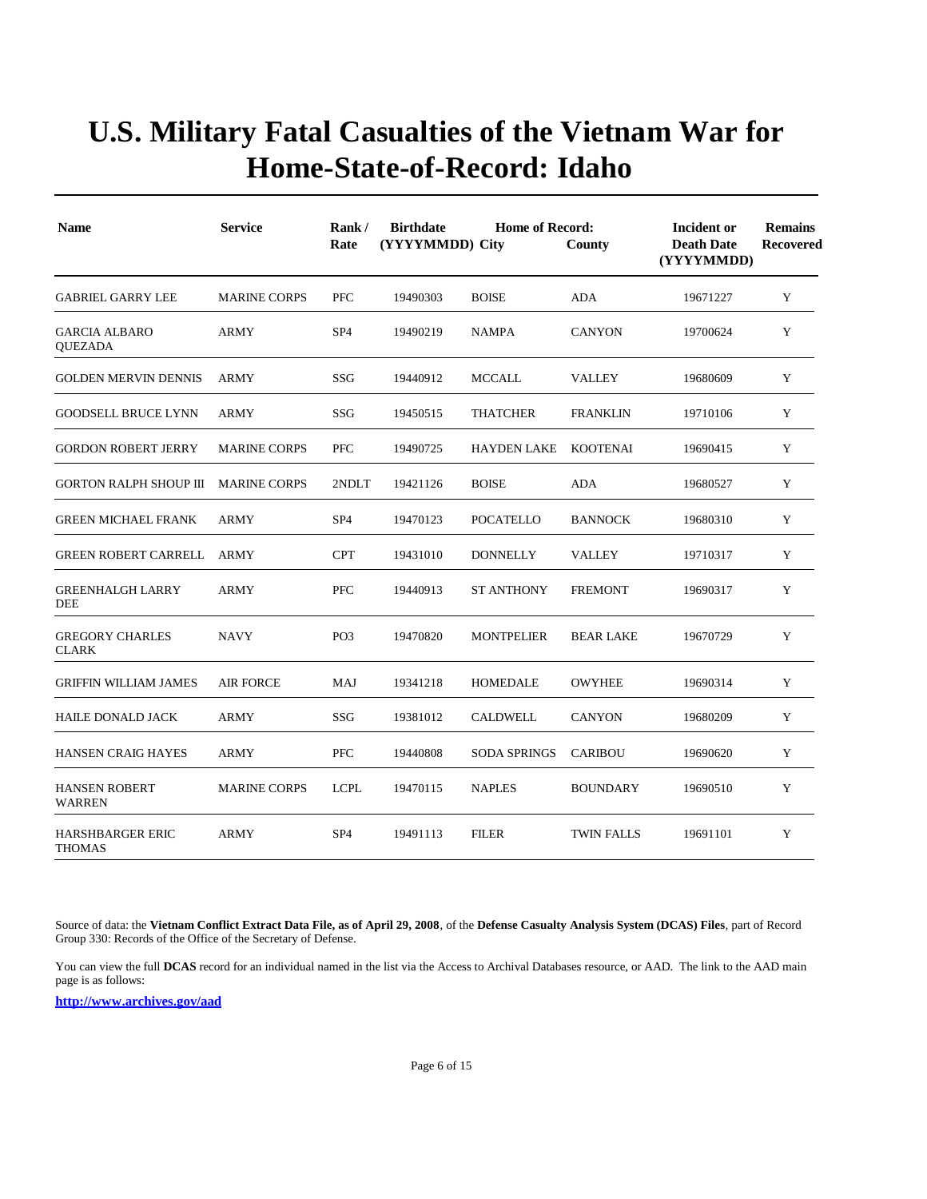# U.S. Military Fatal Casualties of the Vietnam War for Home-State-of-Record: Idaho

| Name | Service | Rank / Rate | Birthdate (YYYYMMDD) | Home of Record: City | County | Incident or Death Date (YYYYMMDD) | Remains Recovered |
|---|---|---|---|---|---|---|---|
| GABRIEL GARRY LEE | MARINE CORPS | PFC | 19490303 | BOISE | ADA | 19671227 | Y |
| GARCIA ALBARO QUEZADA | ARMY | SP4 | 19490219 | NAMPA | CANYON | 19700624 | Y |
| GOLDEN MERVIN DENNIS | ARMY | SSG | 19440912 | MCCALL | VALLEY | 19680609 | Y |
| GOODSELL BRUCE LYNN | ARMY | SSG | 19450515 | THATCHER | FRANKLIN | 19710106 | Y |
| GORDON ROBERT JERRY | MARINE CORPS | PFC | 19490725 | HAYDEN LAKE | KOOTENAI | 19690415 | Y |
| GORTON RALPH SHOUP III | MARINE CORPS | 2NDLT | 19421126 | BOISE | ADA | 19680527 | Y |
| GREEN MICHAEL FRANK | ARMY | SP4 | 19470123 | POCATELLO | BANNOCK | 19680310 | Y |
| GREEN ROBERT CARRELL | ARMY | CPT | 19431010 | DONNELLY | VALLEY | 19710317 | Y |
| GREENHALGH LARRY DEE | ARMY | PFC | 19440913 | ST ANTHONY | FREMONT | 19690317 | Y |
| GREGORY CHARLES CLARK | NAVY | PO3 | 19470820 | MONTPELIER | BEAR LAKE | 19670729 | Y |
| GRIFFIN WILLIAM JAMES | AIR FORCE | MAJ | 19341218 | HOMEDALE | OWYHEE | 19690314 | Y |
| HAILE DONALD JACK | ARMY | SSG | 19381012 | CALDWELL | CANYON | 19680209 | Y |
| HANSEN CRAIG HAYES | ARMY | PFC | 19440808 | SODA SPRINGS | CARIBOU | 19690620 | Y |
| HANSEN ROBERT WARREN | MARINE CORPS | LCPL | 19470115 | NAPLES | BOUNDARY | 19690510 | Y |
| HARSHBARGER ERIC THOMAS | ARMY | SP4 | 19491113 | FILER | TWIN FALLS | 19691101 | Y |

Source of data: the **Vietnam Conflict Extract Data File, as of April 29, 2008**, of the **Defense Casualty Analysis System (DCAS) Files**, part of Record Group 330: Records of the Office of the Secretary of Defense.

You can view the full **DCAS** record for an individual named in the list via the Access to Archival Databases resource, or AAD. The link to the AAD main page is as follows:

**http://www.archives.gov/aad**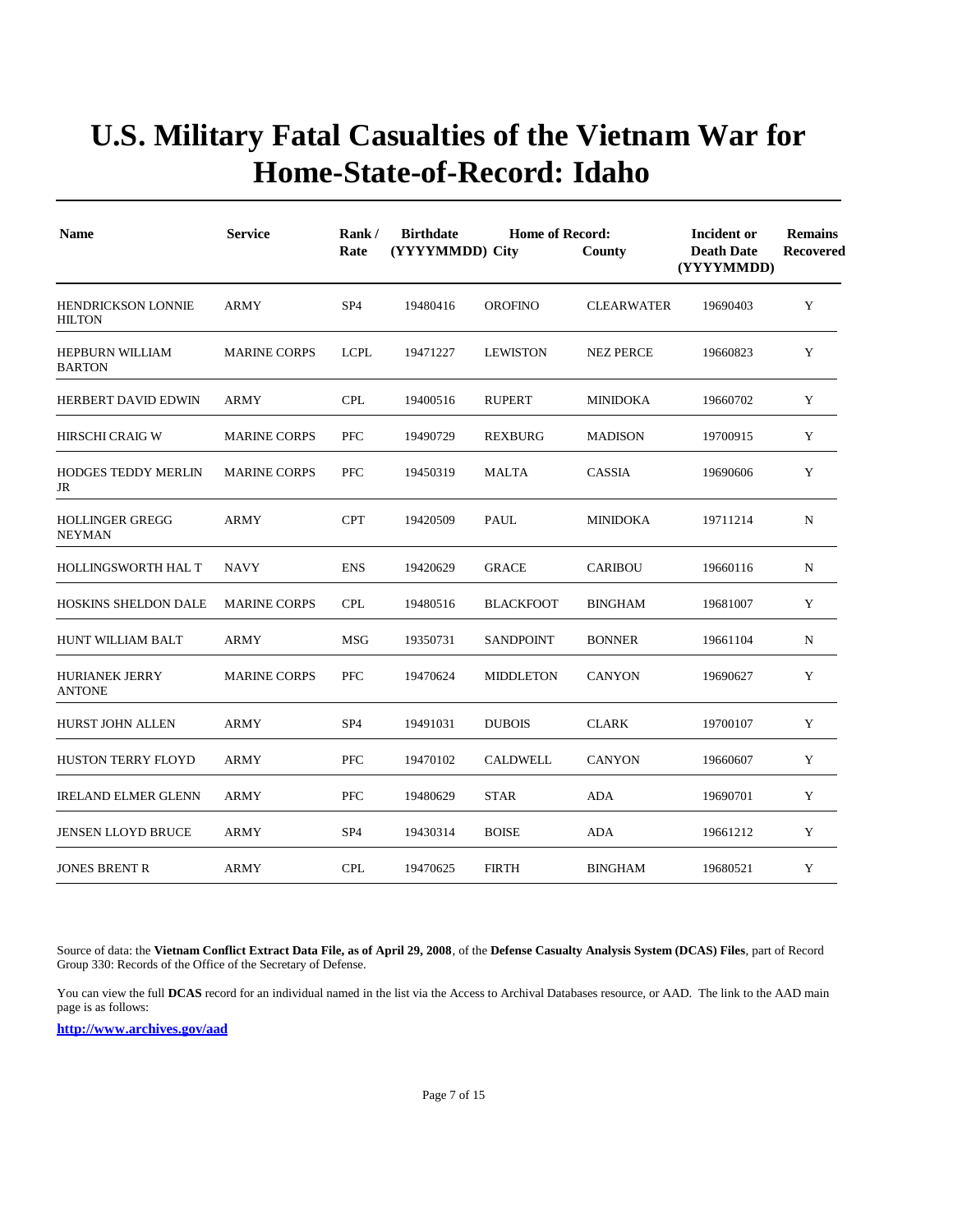# U.S. Military Fatal Casualties of the Vietnam War for Home-State-of-Record: Idaho

| Name | Service | Rank / Rate | Birthdate (YYYYMMDD) | Home of Record: City | County | Incident or Death Date (YYYYMMDD) | Remains Recovered |
|---|---|---|---|---|---|---|---|
| HENDRICKSON LONNIE HILTON | ARMY | SP4 | 19480416 | OROFINO | CLEARWATER | 19690403 | Y |
| HEPBURN WILLIAM BARTON | MARINE CORPS | LCPL | 19471227 | LEWISTON | NEZ PERCE | 19660823 | Y |
| HERBERT DAVID EDWIN | ARMY | CPL | 19400516 | RUPERT | MINIDOKA | 19660702 | Y |
| HIRSCHI CRAIG W | MARINE CORPS | PFC | 19490729 | REXBURG | MADISON | 19700915 | Y |
| HODGES TEDDY MERLIN JR | MARINE CORPS | PFC | 19450319 | MALTA | CASSIA | 19690606 | Y |
| HOLLINGER GREGG NEYMAN | ARMY | CPT | 19420509 | PAUL | MINIDOKA | 19711214 | N |
| HOLLINGSWORTH HAL T | NAVY | ENS | 19420629 | GRACE | CARIBOU | 19660116 | N |
| HOSKINS SHELDON DALE | MARINE CORPS | CPL | 19480516 | BLACKFOOT | BINGHAM | 19681007 | Y |
| HUNT WILLIAM BALT | ARMY | MSG | 19350731 | SANDPOINT | BONNER | 19661104 | N |
| HURIANEK JERRY ANTONE | MARINE CORPS | PFC | 19470624 | MIDDLETON | CANYON | 19690627 | Y |
| HURST JOHN ALLEN | ARMY | SP4 | 19491031 | DUBOIS | CLARK | 19700107 | Y |
| HUSTON TERRY FLOYD | ARMY | PFC | 19470102 | CALDWELL | CANYON | 19660607 | Y |
| IRELAND ELMER GLENN | ARMY | PFC | 19480629 | STAR | ADA | 19690701 | Y |
| JENSEN LLOYD BRUCE | ARMY | SP4 | 19430314 | BOISE | ADA | 19661212 | Y |
| JONES BRENT R | ARMY | CPL | 19470625 | FIRTH | BINGHAM | 19680521 | Y |

Source of data: the **Vietnam Conflict Extract Data File, as of April 29, 2008**, of the **Defense Casualty Analysis System (DCAS) Files**, part of Record Group 330: Records of the Office of the Secretary of Defense.

You can view the full **DCAS** record for an individual named in the list via the Access to Archival Databases resource, or AAD. The link to the AAD main page is as follows:

**http://www.archives.gov/aad**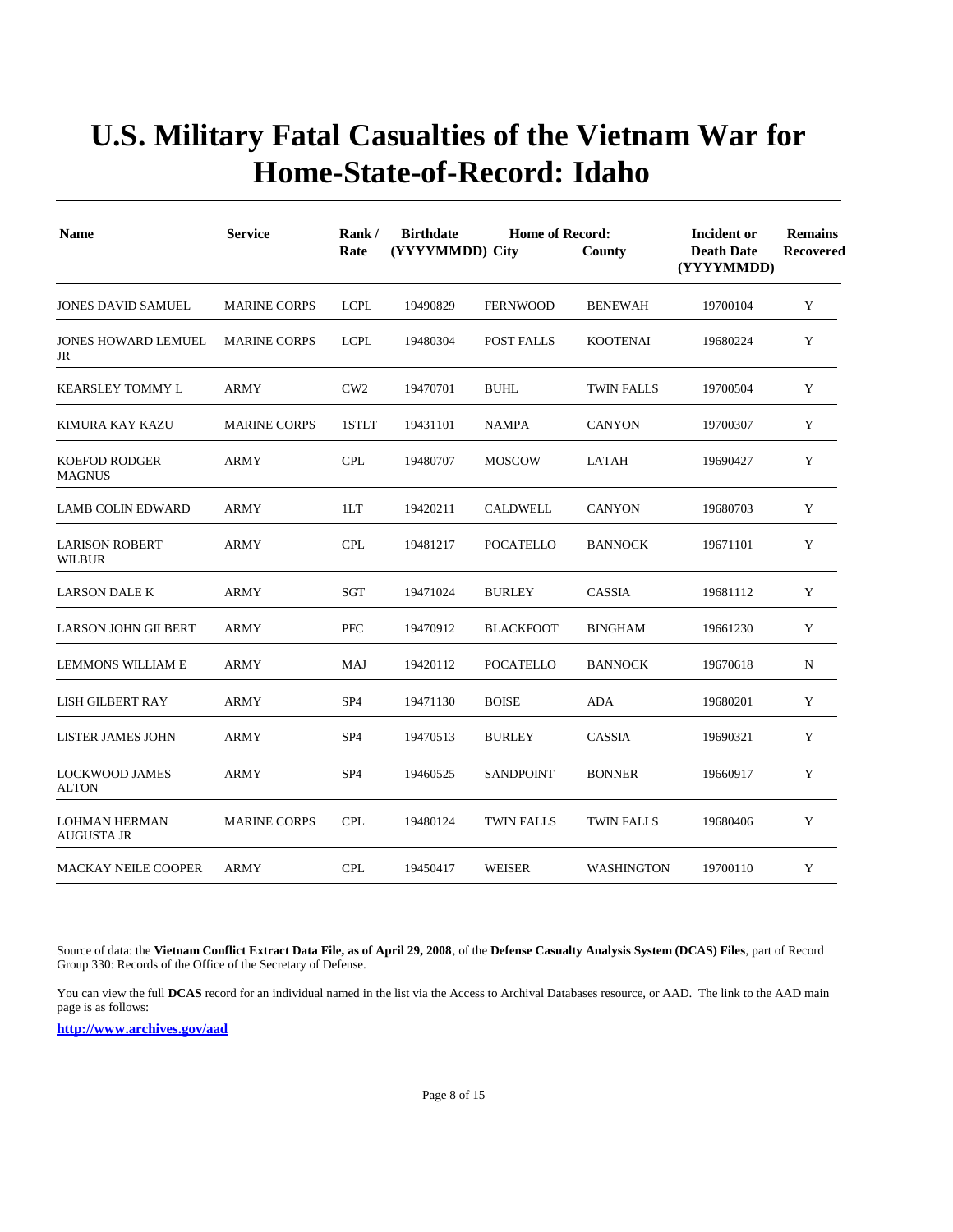# U.S. Military Fatal Casualties of the Vietnam War for Home-State-of-Record: Idaho

| Name | Service | Rank / Rate | Birthdate (YYYYMMDD) | Home of Record: City | County | Incident or Death Date (YYYYMMDD) | Remains Recovered |
|---|---|---|---|---|---|---|---|
| JONES DAVID SAMUEL | MARINE CORPS | LCPL | 19490829 | FERNWOOD | BENEWAH | 19700104 | Y |
| JONES HOWARD LEMUEL JR | MARINE CORPS | LCPL | 19480304 | POST FALLS | KOOTENAI | 19680224 | Y |
| KEARSLEY TOMMY L | ARMY | CW2 | 19470701 | BUHL | TWIN FALLS | 19700504 | Y |
| KIMURA KAY KAZU | MARINE CORPS | 1STLT | 19431101 | NAMPA | CANYON | 19700307 | Y |
| KOEFOD RODGER MAGNUS | ARMY | CPL | 19480707 | MOSCOW | LATAH | 19690427 | Y |
| LAMB COLIN EDWARD | ARMY | 1LT | 19420211 | CALDWELL | CANYON | 19680703 | Y |
| LARISON ROBERT WILBUR | ARMY | CPL | 19481217 | POCATELLO | BANNOCK | 19671101 | Y |
| LARSON DALE K | ARMY | SGT | 19471024 | BURLEY | CASSIA | 19681112 | Y |
| LARSON JOHN GILBERT | ARMY | PFC | 19470912 | BLACKFOOT | BINGHAM | 19661230 | Y |
| LEMMONS WILLIAM E | ARMY | MAJ | 19420112 | POCATELLO | BANNOCK | 19670618 | N |
| LISH GILBERT RAY | ARMY | SP4 | 19471130 | BOISE | ADA | 19680201 | Y |
| LISTER JAMES JOHN | ARMY | SP4 | 19470513 | BURLEY | CASSIA | 19690321 | Y |
| LOCKWOOD JAMES ALTON | ARMY | SP4 | 19460525 | SANDPOINT | BONNER | 19660917 | Y |
| LOHMAN HERMAN AUGUSTA JR | MARINE CORPS | CPL | 19480124 | TWIN FALLS | TWIN FALLS | 19680406 | Y |
| MACKAY NEILE COOPER | ARMY | CPL | 19450417 | WEISER | WASHINGTON | 19700110 | Y |

Source of data: the **Vietnam Conflict Extract Data File, as of April 29, 2008**, of the **Defense Casualty Analysis System (DCAS) Files**, part of Record Group 330: Records of the Office of the Secretary of Defense.

You can view the full **DCAS** record for an individual named in the list via the Access to Archival Databases resource, or AAD. The link to the AAD main page is as follows:

**http://www.archives.gov/aad**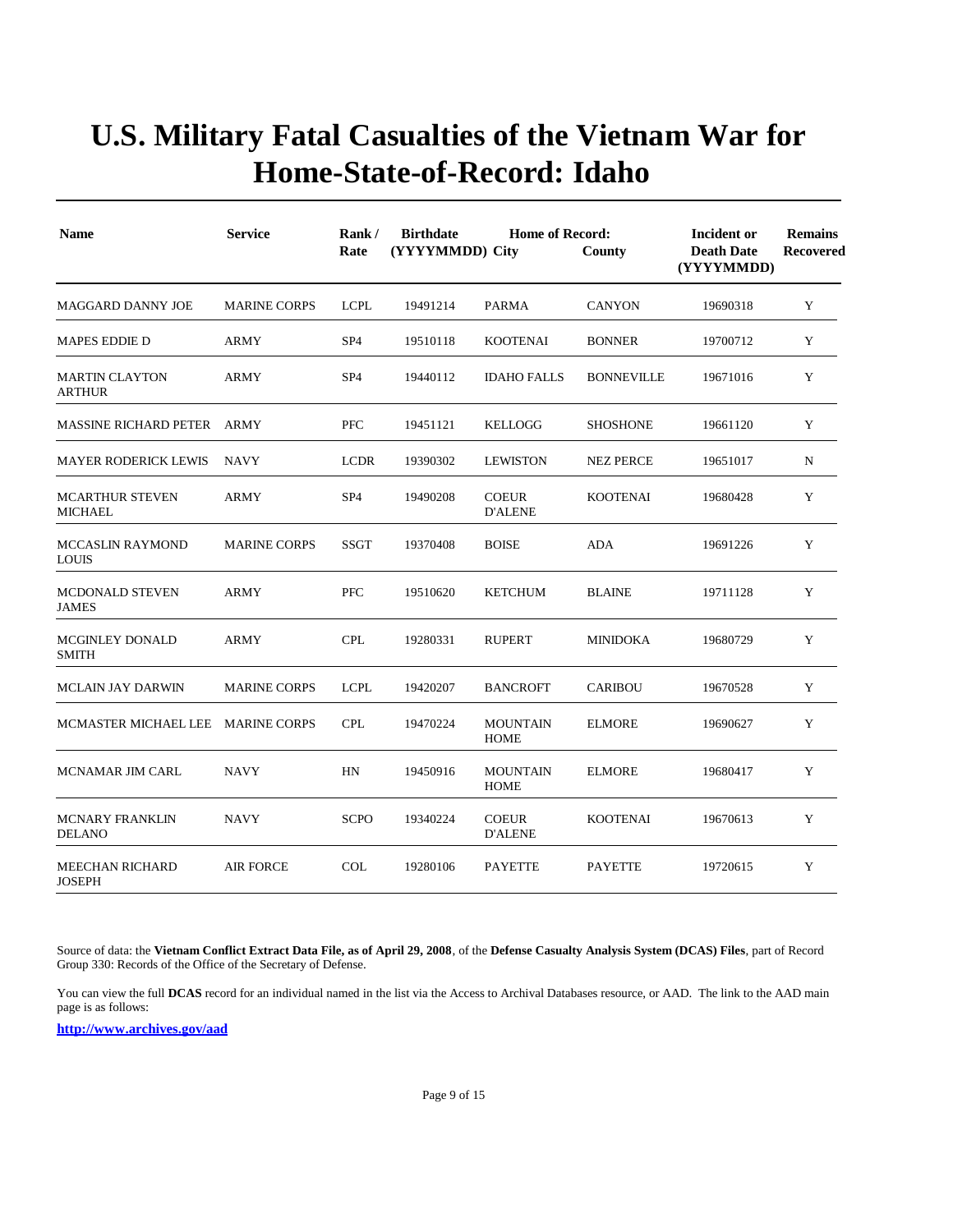# U.S. Military Fatal Casualties of the Vietnam War for Home-State-of-Record: Idaho

| Name | Service | Rank / Rate | Birthdate (YYYYMMDD) | Home of Record: City | County | Incident or Death Date (YYYYMMDD) | Remains Recovered |
|---|---|---|---|---|---|---|---|
| MAGGARD DANNY JOE | MARINE CORPS | LCPL | 19491214 | PARMA | CANYON | 19690318 | Y |
| MAPES EDDIE D | ARMY | SP4 | 19510118 | KOOTENAI | BONNER | 19700712 | Y |
| MARTIN CLAYTON ARTHUR | ARMY | SP4 | 19440112 | IDAHO FALLS | BONNEVILLE | 19671016 | Y |
| MASSINE RICHARD PETER | ARMY | PFC | 19451121 | KELLOGG | SHOSHONE | 19661120 | Y |
| MAYER RODERICK LEWIS | NAVY | LCDR | 19390302 | LEWISTON | NEZ PERCE | 19651017 | N |
| MCARTHUR STEVEN MICHAEL | ARMY | SP4 | 19490208 | COEUR D'ALENE | KOOTENAI | 19680428 | Y |
| MCCASLIN RAYMOND LOUIS | MARINE CORPS | SSGT | 19370408 | BOISE | ADA | 19691226 | Y |
| MCDONALD STEVEN JAMES | ARMY | PFC | 19510620 | KETCHUM | BLAINE | 19711128 | Y |
| MCGINLEY DONALD SMITH | ARMY | CPL | 19280331 | RUPERT | MINIDOKA | 19680729 | Y |
| MCLAIN JAY DARWIN | MARINE CORPS | LCPL | 19420207 | BANCROFT | CARIBOU | 19670528 | Y |
| MCMASTER MICHAEL LEE | MARINE CORPS | CPL | 19470224 | MOUNTAIN HOME | ELMORE | 19690627 | Y |
| MCNAMAR JIM CARL | NAVY | HN | 19450916 | MOUNTAIN HOME | ELMORE | 19680417 | Y |
| MCNARY FRANKLIN DELANO | NAVY | SCPO | 19340224 | COEUR D'ALENE | KOOTENAI | 19670613 | Y |
| MEECHAN RICHARD JOSEPH | AIR FORCE | COL | 19280106 | PAYETTE | PAYETTE | 19720615 | Y |

Source of data: the **Vietnam Conflict Extract Data File, as of April 29, 2008**, of the **Defense Casualty Analysis System (DCAS) Files**, part of Record Group 330: Records of the Office of the Secretary of Defense.

You can view the full **DCAS** record for an individual named in the list via the Access to Archival Databases resource, or AAD. The link to the AAD main page is as follows:

**http://www.archives.gov/aad**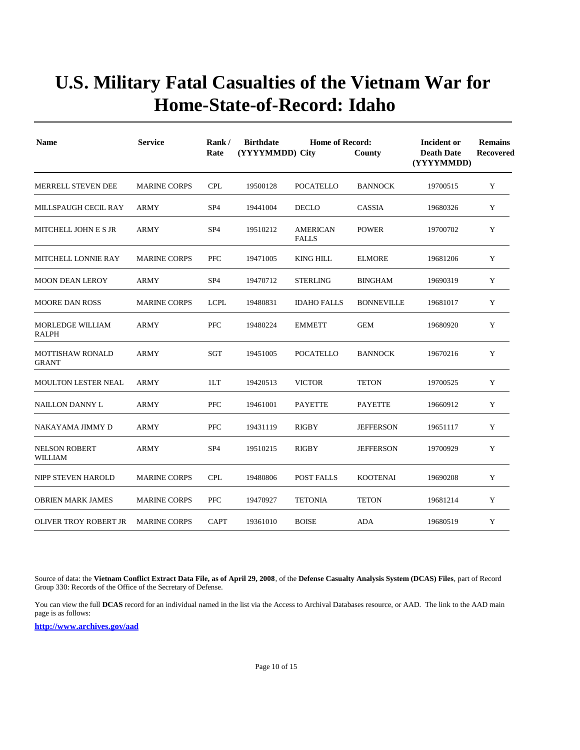# U.S. Military Fatal Casualties of the Vietnam War for Home-State-of-Record: Idaho

| Name | Service | Rank / Rate | Birthdate (YYYYMMDD) | Home of Record: City | County | Incident or Death Date (YYYYMMDD) | Remains Recovered |
|---|---|---|---|---|---|---|---|
| MERRELL STEVEN DEE | MARINE CORPS | CPL | 19500128 | POCATELLO | BANNOCK | 19700515 | Y |
| MILLSPAUGH CECIL RAY | ARMY | SP4 | 19441004 | DECLO | CASSIA | 19680326 | Y |
| MITCHELL JOHN E S JR | ARMY | SP4 | 19510212 | AMERICAN FALLS | POWER | 19700702 | Y |
| MITCHELL LONNIE RAY | MARINE CORPS | PFC | 19471005 | KING HILL | ELMORE | 19681206 | Y |
| MOON DEAN LEROY | ARMY | SP4 | 19470712 | STERLING | BINGHAM | 19690319 | Y |
| MOORE DAN ROSS | MARINE CORPS | LCPL | 19480831 | IDAHO FALLS | BONNEVILLE | 19681017 | Y |
| MORLEDGE WILLIAM RALPH | ARMY | PFC | 19480224 | EMMETT | GEM | 19680920 | Y |
| MOTTISHAW RONALD GRANT | ARMY | SGT | 19451005 | POCATELLO | BANNOCK | 19670216 | Y |
| MOULTON LESTER NEAL | ARMY | 1LT | 19420513 | VICTOR | TETON | 19700525 | Y |
| NAILLON DANNY L | ARMY | PFC | 19461001 | PAYETTE | PAYETTE | 19660912 | Y |
| NAKAYAMA JIMMY D | ARMY | PFC | 19431119 | RIGBY | JEFFERSON | 19651117 | Y |
| NELSON ROBERT WILLIAM | ARMY | SP4 | 19510215 | RIGBY | JEFFERSON | 19700929 | Y |
| NIPP STEVEN HAROLD | MARINE CORPS | CPL | 19480806 | POST FALLS | KOOTENAI | 19690208 | Y |
| OBRIEN MARK JAMES | MARINE CORPS | PFC | 19470927 | TETONIA | TETON | 19681214 | Y |
| OLIVER TROY ROBERT JR | MARINE CORPS | CAPT | 19361010 | BOISE | ADA | 19680519 | Y |

Source of data: the **Vietnam Conflict Extract Data File, as of April 29, 2008**, of the **Defense Casualty Analysis System (DCAS) Files**, part of Record Group 330: Records of the Office of the Secretary of Defense.

You can view the full **DCAS** record for an individual named in the list via the Access to Archival Databases resource, or AAD. The link to the AAD main page is as follows:

**http://www.archives.gov/aad**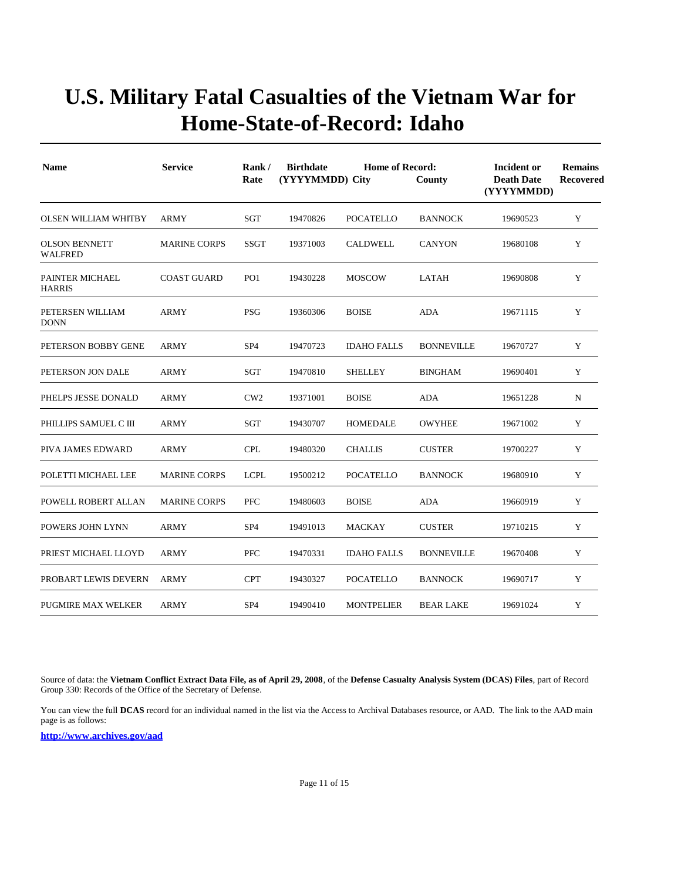# U.S. Military Fatal Casualties of the Vietnam War for Home-State-of-Record: Idaho

| Name | Service | Rank / Rate | Birthdate (YYYYMMDD) | Home of Record: City | County | Incident or Death Date (YYYYMMDD) | Remains Recovered |
|---|---|---|---|---|---|---|---|
| OLSEN WILLIAM WHITBY | ARMY | SGT | 19470826 | POCATELLO | BANNOCK | 19690523 | Y |
| OLSON BENNETT WALFRED | MARINE CORPS | SSGT | 19371003 | CALDWELL | CANYON | 19680108 | Y |
| PAINTER MICHAEL HARRIS | COAST GUARD | PO1 | 19430228 | MOSCOW | LATAH | 19690808 | Y |
| PETERSEN WILLIAM DONN | ARMY | PSG | 19360306 | BOISE | ADA | 19671115 | Y |
| PETERSON BOBBY GENE | ARMY | SP4 | 19470723 | IDAHO FALLS | BONNEVILLE | 19670727 | Y |
| PETERSON JON DALE | ARMY | SGT | 19470810 | SHELLEY | BINGHAM | 19690401 | Y |
| PHELPS JESSE DONALD | ARMY | CW2 | 19371001 | BOISE | ADA | 19651228 | N |
| PHILLIPS SAMUEL C III | ARMY | SGT | 19430707 | HOMEDALE | OWYHEE | 19671002 | Y |
| PIVA JAMES EDWARD | ARMY | CPL | 19480320 | CHALLIS | CUSTER | 19700227 | Y |
| POLETTI MICHAEL LEE | MARINE CORPS | LCPL | 19500212 | POCATELLO | BANNOCK | 19680910 | Y |
| POWELL ROBERT ALLAN | MARINE CORPS | PFC | 19480603 | BOISE | ADA | 19660919 | Y |
| POWERS JOHN LYNN | ARMY | SP4 | 19491013 | MACKAY | CUSTER | 19710215 | Y |
| PRIEST MICHAEL LLOYD | ARMY | PFC | 19470331 | IDAHO FALLS | BONNEVILLE | 19670408 | Y |
| PROBART LEWIS DEVERN | ARMY | CPT | 19430327 | POCATELLO | BANNOCK | 19690717 | Y |
| PUGMIRE MAX WELKER | ARMY | SP4 | 19490410 | MONTPELIER | BEAR LAKE | 19691024 | Y |

Source of data: the **Vietnam Conflict Extract Data File, as of April 29, 2008**, of the **Defense Casualty Analysis System (DCAS) Files**, part of Record Group 330: Records of the Office of the Secretary of Defense.

You can view the full **DCAS** record for an individual named in the list via the Access to Archival Databases resource, or AAD. The link to the AAD main page is as follows:

**http://www.archives.gov/aad**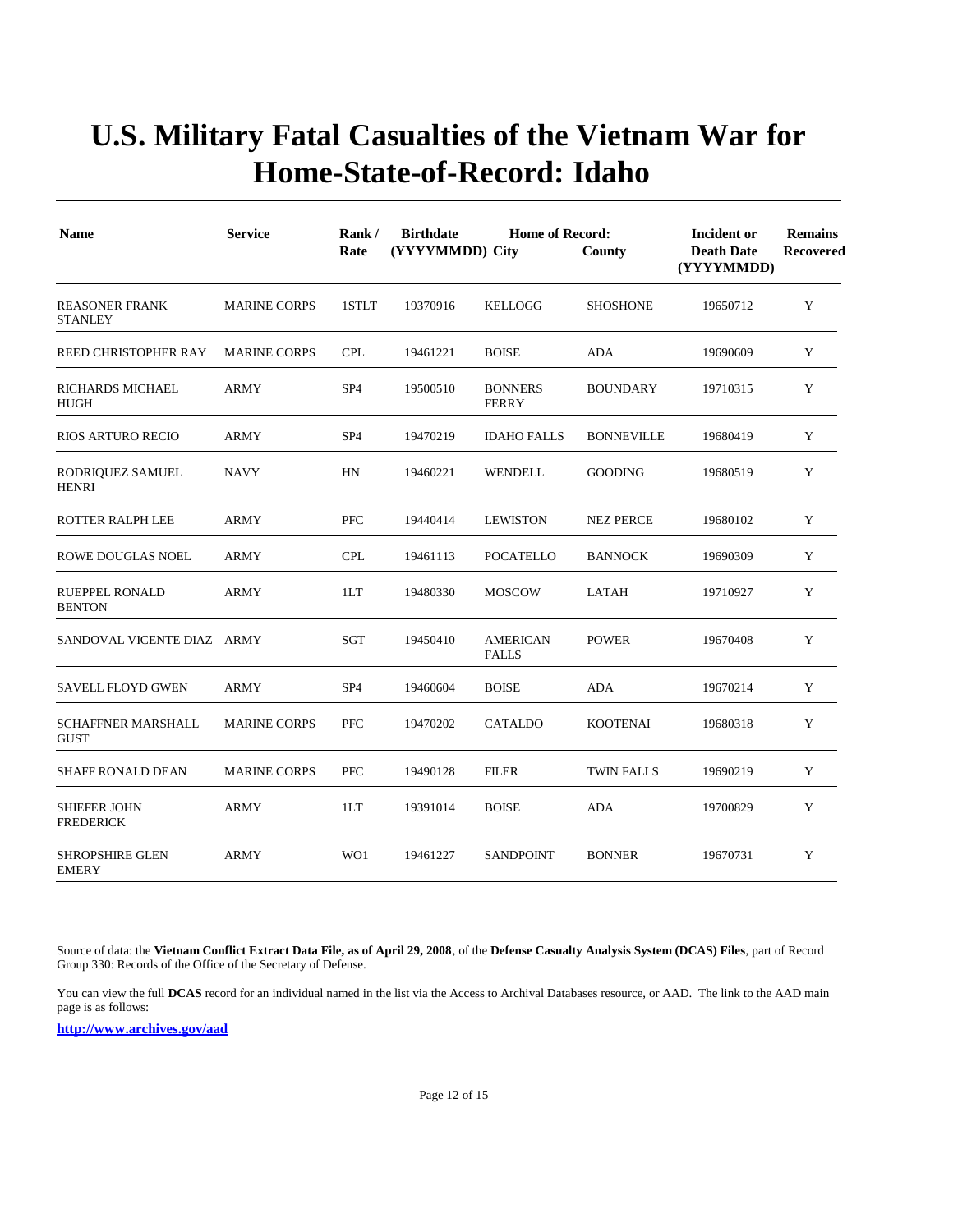# U.S. Military Fatal Casualties of the Vietnam War for Home-State-of-Record: Idaho

| Name | Service | Rank / Rate | Birthdate (YYYYMMDD) | Home of Record: City | County | Incident or Death Date (YYYYMMDD) | Remains Recovered |
|---|---|---|---|---|---|---|---|
| REASONER FRANK STANLEY | MARINE CORPS | 1STLT | 19370916 | KELLOGG | SHOSHONE | 19650712 | Y |
| REED CHRISTOPHER RAY | MARINE CORPS | CPL | 19461221 | BOISE | ADA | 19690609 | Y |
| RICHARDS MICHAEL HUGH | ARMY | SP4 | 19500510 | BONNERS FERRY | BOUNDARY | 19710315 | Y |
| RIOS ARTURO RECIO | ARMY | SP4 | 19470219 | IDAHO FALLS | BONNEVILLE | 19680419 | Y |
| RODRIQUEZ SAMUEL HENRI | NAVY | HN | 19460221 | WENDELL | GOODING | 19680519 | Y |
| ROTTER RALPH LEE | ARMY | PFC | 19440414 | LEWISTON | NEZ PERCE | 19680102 | Y |
| ROWE DOUGLAS NOEL | ARMY | CPL | 19461113 | POCATELLO | BANNOCK | 19690309 | Y |
| RUEPPEL RONALD BENTON | ARMY | 1LT | 19480330 | MOSCOW | LATAH | 19710927 | Y |
| SANDOVAL VICENTE DIAZ | ARMY | SGT | 19450410 | AMERICAN FALLS | POWER | 19670408 | Y |
| SAVELL FLOYD GWEN | ARMY | SP4 | 19460604 | BOISE | ADA | 19670214 | Y |
| SCHAFFNER MARSHALL GUST | MARINE CORPS | PFC | 19470202 | CATALDO | KOOTENAI | 19680318 | Y |
| SHAFF RONALD DEAN | MARINE CORPS | PFC | 19490128 | FILER | TWIN FALLS | 19690219 | Y |
| SHIEFER JOHN FREDERICK | ARMY | 1LT | 19391014 | BOISE | ADA | 19700829 | Y |
| SHROPSHIRE GLEN EMERY | ARMY | WO1 | 19461227 | SANDPOINT | BONNER | 19670731 | Y |

Source of data: the **Vietnam Conflict Extract Data File, as of April 29, 2008**, of the **Defense Casualty Analysis System (DCAS) Files**, part of Record Group 330: Records of the Office of the Secretary of Defense.

You can view the full **DCAS** record for an individual named in the list via the Access to Archival Databases resource, or AAD. The link to the AAD main page is as follows:

**http://www.archives.gov/aad**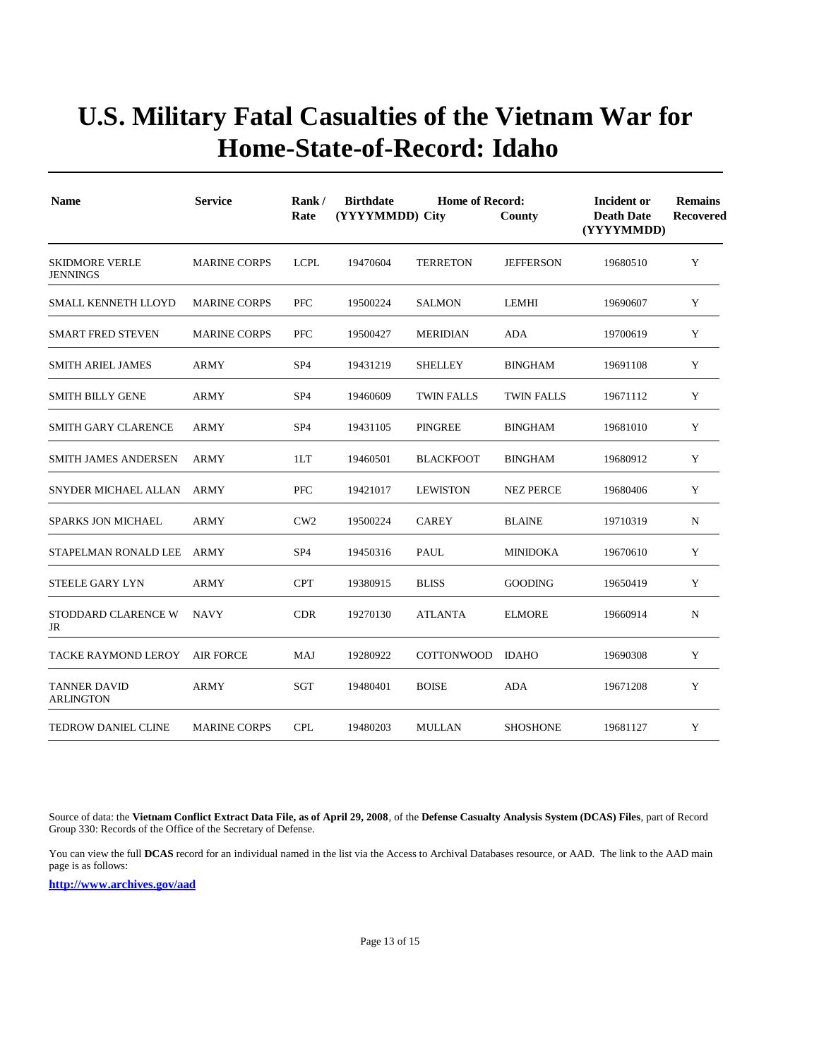# U.S. Military Fatal Casualties of the Vietnam War for Home-State-of-Record: Idaho

| Name | Service | Rank / Rate | Birthdate (YYYYMMDD) | Home of Record: City | County | Incident or Death Date (YYYYMMDD) | Remains Recovered |
|---|---|---|---|---|---|---|---|
| SKIDMORE VERLE JENNINGS | MARINE CORPS | LCPL | 19470604 | TERRETON | JEFFERSON | 19680510 | Y |
| SMALL KENNETH LLOYD | MARINE CORPS | PFC | 19500224 | SALMON | LEMHI | 19690607 | Y |
| SMART FRED STEVEN | MARINE CORPS | PFC | 19500427 | MERIDIAN | ADA | 19700619 | Y |
| SMITH ARIEL JAMES | ARMY | SP4 | 19431219 | SHELLEY | BINGHAM | 19691108 | Y |
| SMITH BILLY GENE | ARMY | SP4 | 19460609 | TWIN FALLS | TWIN FALLS | 19671112 | Y |
| SMITH GARY CLARENCE | ARMY | SP4 | 19431105 | PINGREE | BINGHAM | 19681010 | Y |
| SMITH JAMES ANDERSEN | ARMY | 1LT | 19460501 | BLACKFOOT | BINGHAM | 19680912 | Y |
| SNYDER MICHAEL ALLAN | ARMY | PFC | 19421017 | LEWISTON | NEZ PERCE | 19680406 | Y |
| SPARKS JON MICHAEL | ARMY | CW2 | 19500224 | CAREY | BLAINE | 19710319 | N |
| STAPELMAN RONALD LEE | ARMY | SP4 | 19450316 | PAUL | MINIDOKA | 19670610 | Y |
| STEELE GARY LYN | ARMY | CPT | 19380915 | BLISS | GOODING | 19650419 | Y |
| STODDARD CLARENCE W JR | NAVY | CDR | 19270130 | ATLANTA | ELMORE | 19660914 | N |
| TACKE RAYMOND LEROY | AIR FORCE | MAJ | 19280922 | COTTONWOOD | IDAHO | 19690308 | Y |
| TANNER DAVID ARLINGTON | ARMY | SGT | 19480401 | BOISE | ADA | 19671208 | Y |
| TEDROW DANIEL CLINE | MARINE CORPS | CPL | 19480203 | MULLAN | SHOSHONE | 19681127 | Y |

Source of data: the **Vietnam Conflict Extract Data File, as of April 29, 2008**, of the **Defense Casualty Analysis System (DCAS) Files**, part of Record Group 330: Records of the Office of the Secretary of Defense.

You can view the full **DCAS** record for an individual named in the list via the Access to Archival Databases resource, or AAD. The link to the AAD main page is as follows:

**http://www.archives.gov/aad**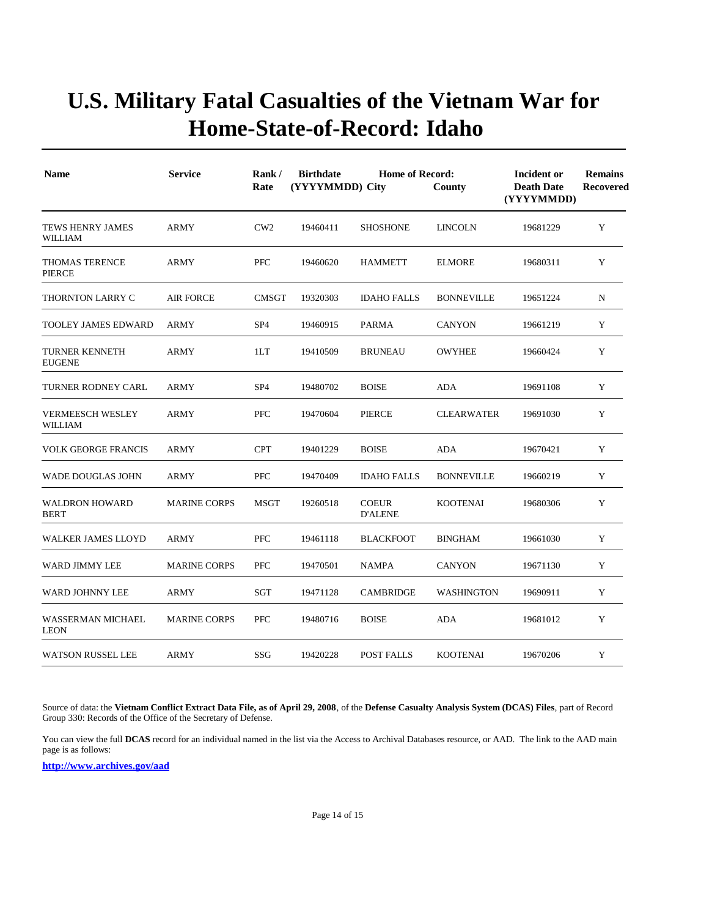# U.S. Military Fatal Casualties of the Vietnam War for Home-State-of-Record: Idaho

| Name | Service | Rank / Rate | Birthdate (YYYYMMDD) | Home of Record: City | County | Incident or Death Date (YYYYMMDD) | Remains Recovered |
|---|---|---|---|---|---|---|---|
| TEWS HENRY JAMES WILLIAM | ARMY | CW2 | 19460411 | SHOSHONE | LINCOLN | 19681229 | Y |
| THOMAS TERENCE PIERCE | ARMY | PFC | 19460620 | HAMMETT | ELMORE | 19680311 | Y |
| THORNTON LARRY C | AIR FORCE | CMSGT | 19320303 | IDAHO FALLS | BONNEVILLE | 19651224 | N |
| TOOLEY JAMES EDWARD | ARMY | SP4 | 19460915 | PARMA | CANYON | 19661219 | Y |
| TURNER KENNETH EUGENE | ARMY | 1LT | 19410509 | BRUNEAU | OWYHEE | 19660424 | Y |
| TURNER RODNEY CARL | ARMY | SP4 | 19480702 | BOISE | ADA | 19691108 | Y |
| VERMEESCH WESLEY WILLIAM | ARMY | PFC | 19470604 | PIERCE | CLEARWATER | 19691030 | Y |
| VOLK GEORGE FRANCIS | ARMY | CPT | 19401229 | BOISE | ADA | 19670421 | Y |
| WADE DOUGLAS JOHN | ARMY | PFC | 19470409 | IDAHO FALLS | BONNEVILLE | 19660219 | Y |
| WALDRON HOWARD BERT | MARINE CORPS | MSGT | 19260518 | COEUR D'ALENE | KOOTENAI | 19680306 | Y |
| WALKER JAMES LLOYD | ARMY | PFC | 19461118 | BLACKFOOT | BINGHAM | 19661030 | Y |
| WARD JIMMY LEE | MARINE CORPS | PFC | 19470501 | NAMPA | CANYON | 19671130 | Y |
| WARD JOHNNY LEE | ARMY | SGT | 19471128 | CAMBRIDGE | WASHINGTON | 19690911 | Y |
| WASSERMAN MICHAEL LEON | MARINE CORPS | PFC | 19480716 | BOISE | ADA | 19681012 | Y |
| WATSON RUSSEL LEE | ARMY | SSG | 19420228 | POST FALLS | KOOTENAI | 19670206 | Y |

Source of data: the **Vietnam Conflict Extract Data File, as of April 29, 2008**, of the **Defense Casualty Analysis System (DCAS) Files**, part of Record Group 330: Records of the Office of the Secretary of Defense.

You can view the full **DCAS** record for an individual named in the list via the Access to Archival Databases resource, or AAD. The link to the AAD main page is as follows:

**http://www.archives.gov/aad**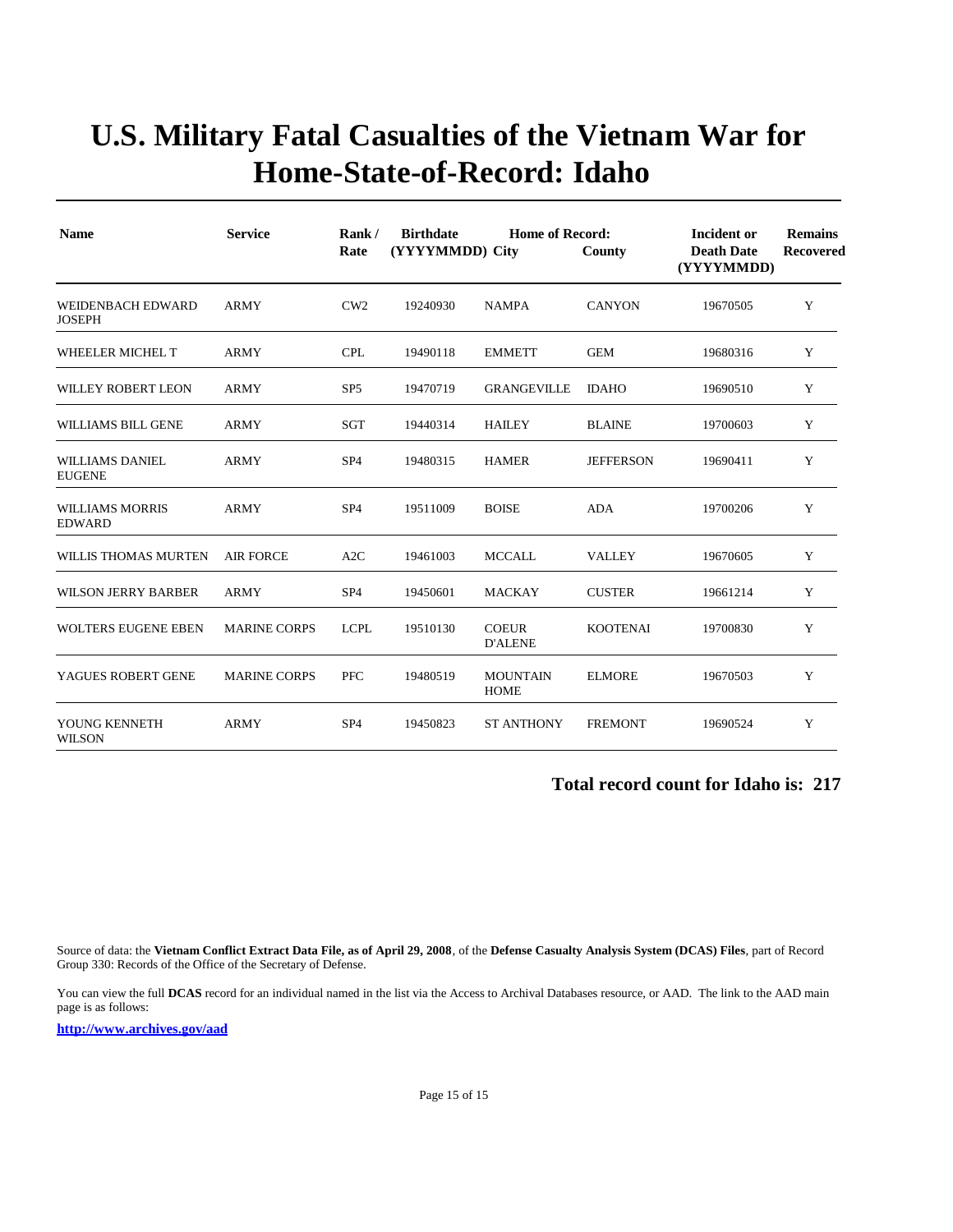# U.S. Military Fatal Casualties of the Vietnam War for Home-State-of-Record: Idaho

| Name | Service | Rank / Rate | Birthdate (YYYYMMDD) | Home of Record: City | County | Incident or Death Date (YYYYMMDD) | Remains Recovered |
|---|---|---|---|---|---|---|---|
| WEIDENBACH EDWARD JOSEPH | ARMY | CW2 | 19240930 | NAMPA | CANYON | 19670505 | Y |
| WHEELER MICHEL T | ARMY | CPL | 19490118 | EMMETT | GEM | 19680316 | Y |
| WILLEY ROBERT LEON | ARMY | SP5 | 19470719 | GRANGEVILLE | IDAHO | 19690510 | Y |
| WILLIAMS BILL GENE | ARMY | SGT | 19440314 | HAILEY | BLAINE | 19700603 | Y |
| WILLIAMS DANIEL EUGENE | ARMY | SP4 | 19480315 | HAMER | JEFFERSON | 19690411 | Y |
| WILLIAMS MORRIS EDWARD | ARMY | SP4 | 19511009 | BOISE | ADA | 19700206 | Y |
| WILLIS THOMAS MURTEN | AIR FORCE | A2C | 19461003 | MCCALL | VALLEY | 19670605 | Y |
| WILSON JERRY BARBER | ARMY | SP4 | 19450601 | MACKAY | CUSTER | 19661214 | Y |
| WOLTERS EUGENE EBEN | MARINE CORPS | LCPL | 19510130 | COEUR D'ALENE | KOOTENAI | 19700830 | Y |
| YAGUES ROBERT GENE | MARINE CORPS | PFC | 19480519 | MOUNTAIN HOME | ELMORE | 19670503 | Y |
| YOUNG KENNETH WILSON | ARMY | SP4 | 19450823 | ST ANTHONY | FREMONT | 19690524 | Y |

**Total record count for Idaho is: 217**

Source of data: the **Vietnam Conflict Extract Data File, as of April 29, 2008**, of the **Defense Casualty Analysis System (DCAS) Files**, part of Record Group 330: Records of the Office of the Secretary of Defense.

You can view the full **DCAS** record for an individual named in the list via the Access to Archival Databases resource, or AAD. The link to the AAD main page is as follows:

**http://www.archives.gov/aad**